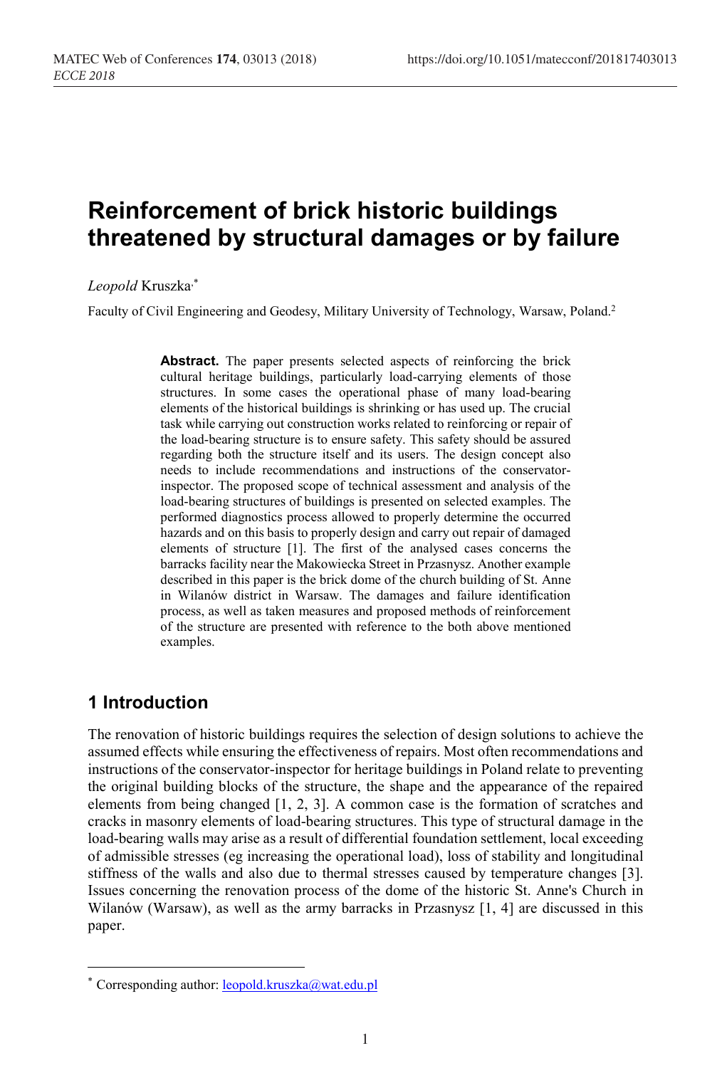# Reinforcement of brick historic buildings threatened by structural damages or by failure

*Leopold* Kruszka[*]

Faculty of Civil Engineering and Geodesy, Military University of Technology, Warsaw, Poland.[2]

**Abstract.** The paper presents selected aspects of reinforcing the brick cultural heritage buildings, particularly load-carrying elements of those structures. In some cases the operational phase of many load-bearing elements of the historical buildings is shrinking or has used up. The crucial task while carrying out construction works related to reinforcing or repair of the load-bearing structure is to ensure safety. This safety should be assured regarding both the structure itself and its users. The design concept also needs to include recommendations and instructions of the conservator-inspector. The proposed scope of technical assessment and analysis of the load-bearing structures of buildings is presented on selected examples. The performed diagnostics process allowed to properly determine the occurred hazards and on this basis to properly design and carry out repair of damaged elements of structure [1]. The first of the analysed cases concerns the barracks facility near the Makowiecka Street in Przasnysz. Another example described in this paper is the brick dome of the church building of St. Anne in Wilanów district in Warsaw. The damages and failure identification process, as well as taken measures and proposed methods of reinforcement of the structure are presented with reference to the both above mentioned examples.

## 1 Introduction

The renovation of historic buildings requires the selection of design solutions to achieve the assumed effects while ensuring the effectiveness of repairs. Most often recommendations and instructions of the conservator-inspector for heritage buildings in Poland relate to preventing the original building blocks of the structure, the shape and the appearance of the repaired elements from being changed [1, 2, 3]. A common case is the formation of scratches and cracks in masonry elements of load-bearing structures. This type of structural damage in the load-bearing walls may arise as a result of differential foundation settlement, local exceeding of admissible stresses (eg increasing the operational load), loss of stability and longitudinal stiffness of the walls and also due to thermal stresses caused by temperature changes [3]. Issues concerning the renovation process of the dome of the historic St. Anne's Church in Wilanów (Warsaw), as well as the army barracks in Przasnysz [1, 4] are discussed in this paper.

---

[*] Corresponding author: leopold.kruszka@wat.edu.pl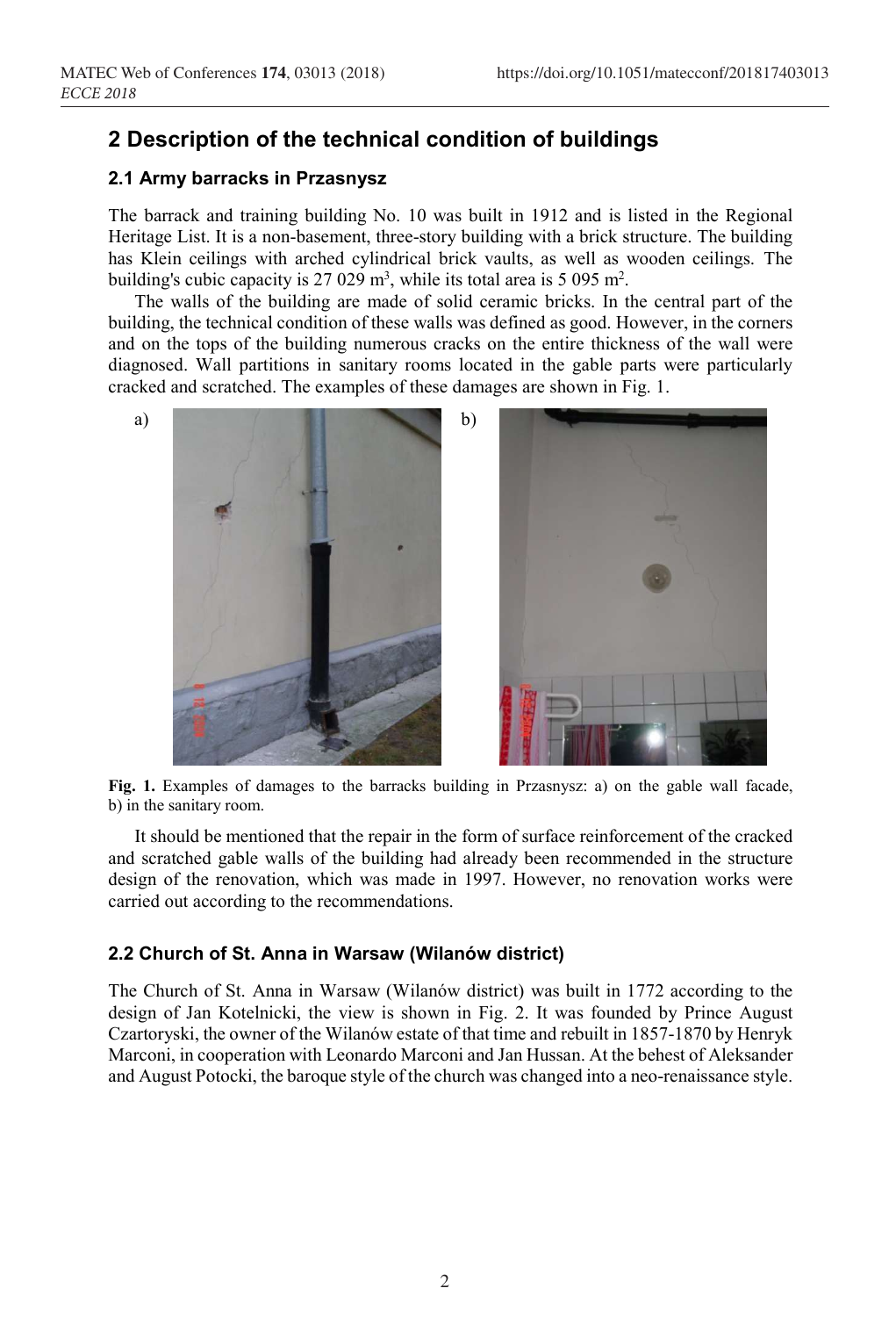## 2 Description of the technical condition of buildings

### 2.1 Army barracks in Przasnysz

The barrack and training building No. 10 was built in 1912 and is listed in the Regional Heritage List. It is a non-basement, three-story building with a brick structure. The building has Klein ceilings with arched cylindrical brick vaults, as well as wooden ceilings. The building's cubic capacity is 27 029 m$^3$, while its total area is 5 095 m$^2$.

The walls of the building are made of solid ceramic bricks. In the central part of the building, the technical condition of these walls was defined as good. However, in the corners and on the tops of the building numerous cracks on the entire thickness of the wall were diagnosed. Wall partitions in sanitary rooms located in the gable parts were particularly cracked and scratched. The examples of these damages are shown in Fig. 1.

a) b)

**Fig. 1.** Examples of damages to the barracks building in Przasnysz: a) on the gable wall facade, b) in the sanitary room.

It should be mentioned that the repair in the form of surface reinforcement of the cracked and scratched gable walls of the building had already been recommended in the structure design of the renovation, which was made in 1997. However, no renovation works were carried out according to the recommendations.

### 2.2 Church of St. Anna in Warsaw (Wilanów district)

The Church of St. Anna in Warsaw (Wilanów district) was built in 1772 according to the design of Jan Kotelnicki, the view is shown in Fig. 2. It was founded by Prince August Czartoryski, the owner of the Wilanów estate of that time and rebuilt in 1857-1870 by Henryk Marconi, in cooperation with Leonardo Marconi and Jan Hussan. At the behest of Aleksander and August Potocki, the baroque style of the church was changed into a neo-renaissance style.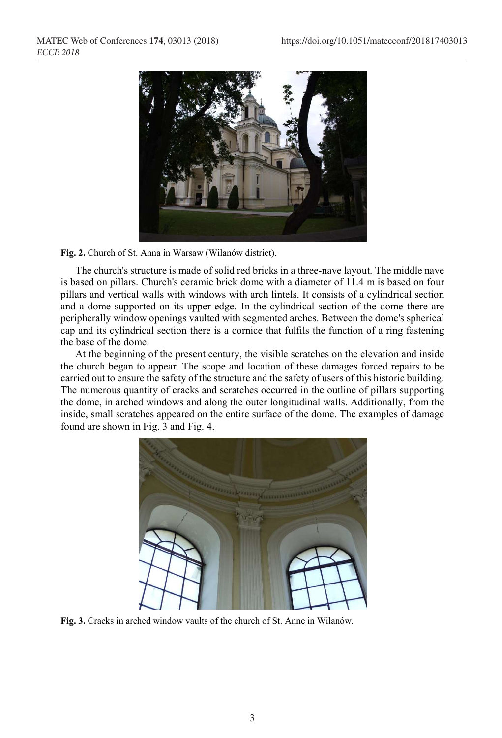Fig. 2. Church of St. Anna in Warsaw (Wilanów district).

The church's structure is made of solid red bricks in a three-nave layout. The middle nave is based on pillars. Church's ceramic brick dome with a diameter of 11.4 m is based on four pillars and vertical walls with windows with arch lintels. It consists of a cylindrical section and a dome supported on its upper edge. In the cylindrical section of the dome there are peripherally window openings vaulted with segmented arches. Between the dome's spherical cap and its cylindrical section there is a cornice that fulfils the function of a ring fastening the base of the dome.

At the beginning of the present century, the visible scratches on the elevation and inside the church began to appear. The scope and location of these damages forced repairs to be carried out to ensure the safety of the structure and the safety of users of this historic building. The numerous quantity of cracks and scratches occurred in the outline of pillars supporting the dome, in arched windows and along the outer longitudinal walls. Additionally, from the inside, small scratches appeared on the entire surface of the dome. The examples of damage found are shown in Fig. 3 and Fig. 4.

Fig. 3. Cracks in arched window vaults of the church of St. Anne in Wilanów.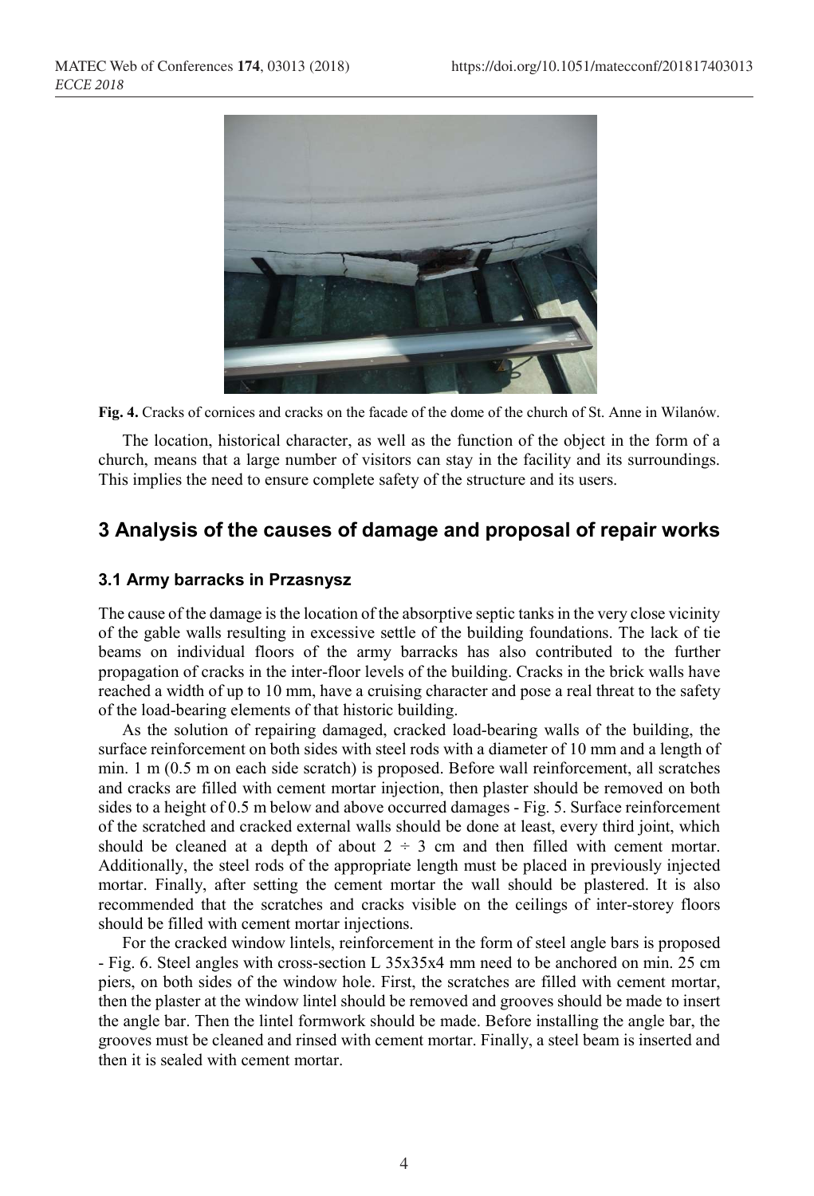Fig. 4. Cracks of cornices and cracks on the facade of the dome of the church of St. Anne in Wilanów.

The location, historical character, as well as the function of the object in the form of a church, means that a large number of visitors can stay in the facility and its surroundings. This implies the need to ensure complete safety of the structure and its users.

## 3 Analysis of the causes of damage and proposal of repair works

### 3.1 Army barracks in Przasnysz

The cause of the damage is the location of the absorptive septic tanks in the very close vicinity of the gable walls resulting in excessive settle of the building foundations. The lack of tie beams on individual floors of the army barracks has also contributed to the further propagation of cracks in the inter-floor levels of the building. Cracks in the brick walls have reached a width of up to 10 mm, have a cruising character and pose a real threat to the safety of the load-bearing elements of that historic building.

As the solution of repairing damaged, cracked load-bearing walls of the building, the surface reinforcement on both sides with steel rods with a diameter of 10 mm and a length of min. 1 m (0.5 m on each side scratch) is proposed. Before wall reinforcement, all scratches and cracks are filled with cement mortar injection, then plaster should be removed on both sides to a height of 0.5 m below and above occurred damages - Fig. 5. Surface reinforcement of the scratched and cracked external walls should be done at least, every third joint, which should be cleaned at a depth of about $2 \div 3$ cm and then filled with cement mortar. Additionally, the steel rods of the appropriate length must be placed in previously injected mortar. Finally, after setting the cement mortar the wall should be plastered. It is also recommended that the scratches and cracks visible on the ceilings of inter-storey floors should be filled with cement mortar injections.

For the cracked window lintels, reinforcement in the form of steel angle bars is proposed - Fig. 6. Steel angles with cross-section L 35x35x4 mm need to be anchored on min. 25 cm piers, on both sides of the window hole. First, the scratches are filled with cement mortar, then the plaster at the window lintel should be removed and grooves should be made to insert the angle bar. Then the lintel formwork should be made. Before installing the angle bar, the grooves must be cleaned and rinsed with cement mortar. Finally, a steel beam is inserted and then it is sealed with cement mortar.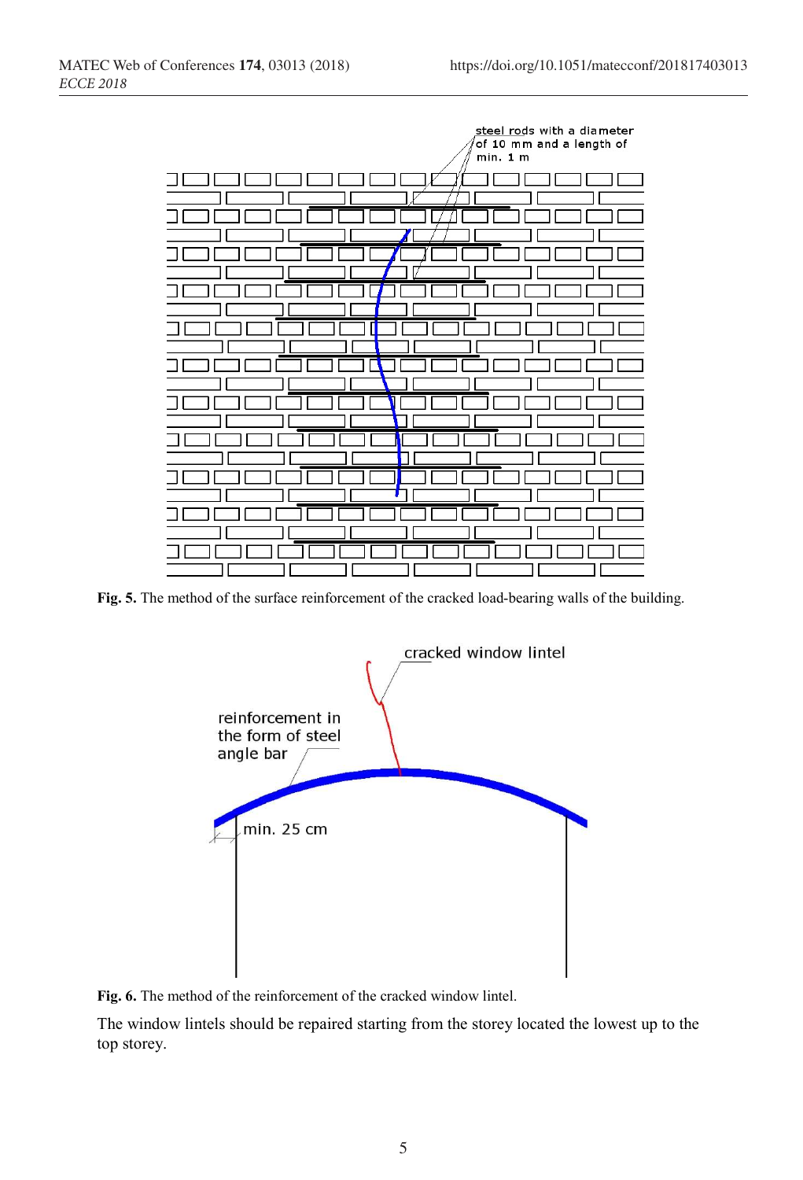**Fig. 5.** The method of the surface reinforcement of the cracked load-bearing walls of the building.

**Fig. 6.** The method of the reinforcement of the cracked window lintel.

The window lintels should be repaired starting from the storey located the lowest up to the top storey.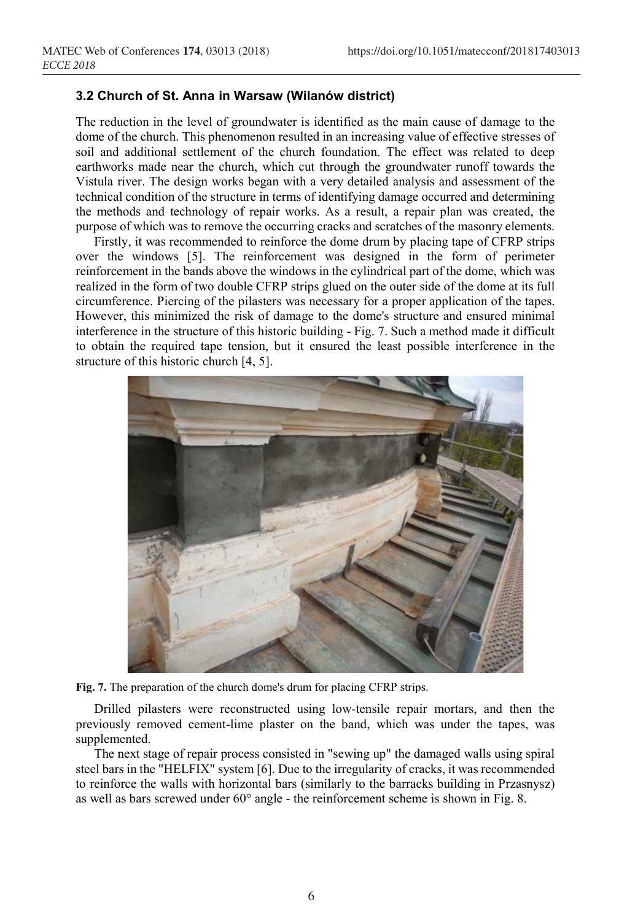### 3.2 Church of St. Anna in Warsaw (Wilanów district)

The reduction in the level of groundwater is identified as the main cause of damage to the dome of the church. This phenomenon resulted in an increasing value of effective stresses of soil and additional settlement of the church foundation. The effect was related to deep earthworks made near the church, which cut through the groundwater runoff towards the Vistula river. The design works began with a very detailed analysis and assessment of the technical condition of the structure in terms of identifying damage occurred and determining the methods and technology of repair works. As a result, a repair plan was created, the purpose of which was to remove the occurring cracks and scratches of the masonry elements.

Firstly, it was recommended to reinforce the dome drum by placing tape of CFRP strips over the windows [5]. The reinforcement was designed in the form of perimeter reinforcement in the bands above the windows in the cylindrical part of the dome, which was realized in the form of two double CFRP strips glued on the outer side of the dome at its full circumference. Piercing of the pilasters was necessary for a proper application of the tapes. However, this minimized the risk of damage to the dome's structure and ensured minimal interference in the structure of this historic building - Fig. 7. Such a method made it difficult to obtain the required tape tension, but it ensured the least possible interference in the structure of this historic church [4, 5].

**Fig. 7.** The preparation of the church dome's drum for placing CFRP strips.

Drilled pilasters were reconstructed using low-tensile repair mortars, and then the previously removed cement-lime plaster on the band, which was under the tapes, was supplemented.

The next stage of repair process consisted in "sewing up" the damaged walls using spiral steel bars in the "HELFIX" system [6]. Due to the irregularity of cracks, it was recommended to reinforce the walls with horizontal bars (similarly to the barracks building in Przasnysz) as well as bars screwed under 60° angle - the reinforcement scheme is shown in Fig. 8.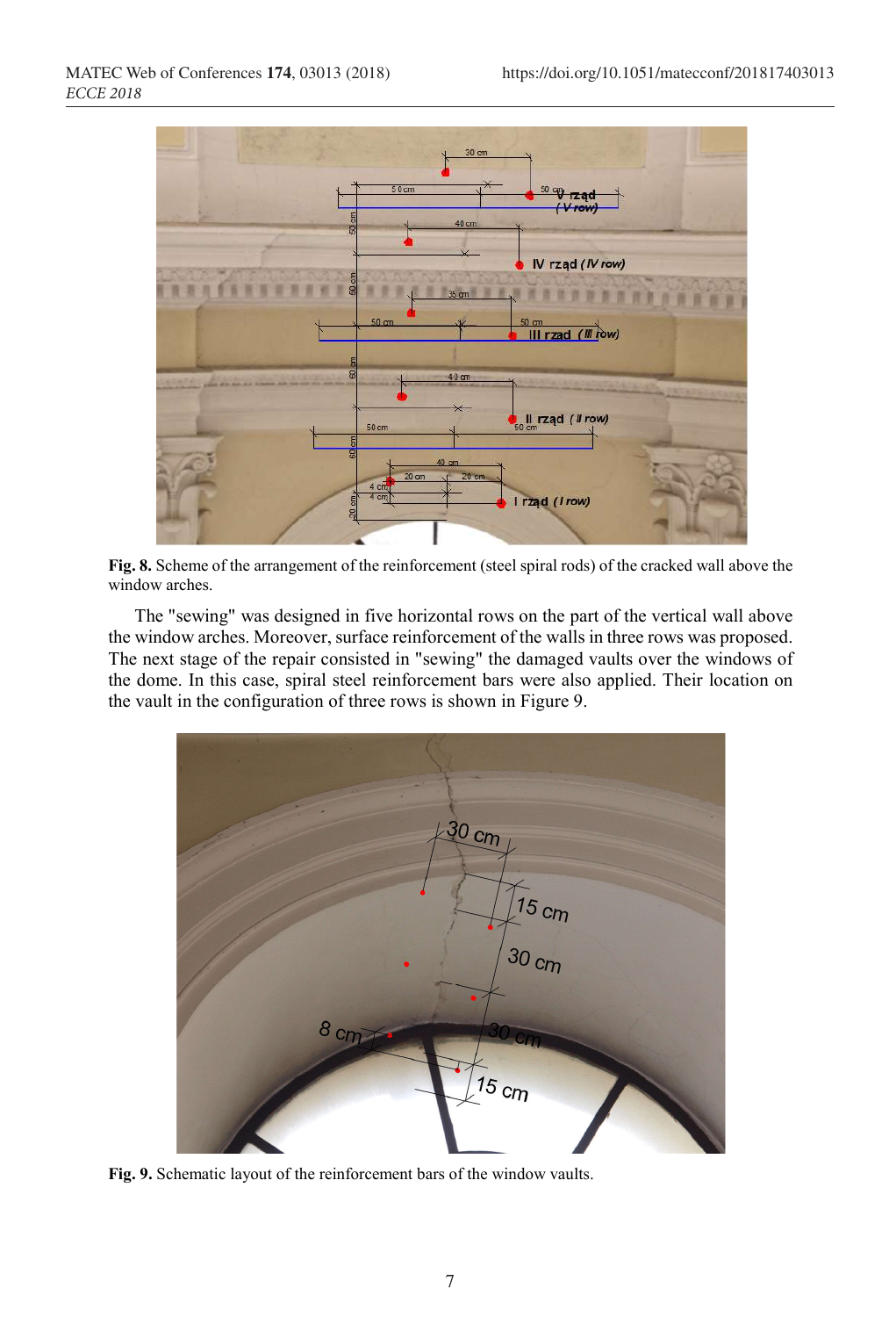**Fig. 8.** Scheme of the arrangement of the reinforcement (steel spiral rods) of the cracked wall above the window arches.

The "sewing" was designed in five horizontal rows on the part of the vertical wall above the window arches. Moreover, surface reinforcement of the walls in three rows was proposed. The next stage of the repair consisted in "sewing" the damaged vaults over the windows of the dome. In this case, spiral steel reinforcement bars were also applied. Their location on the vault in the configuration of three rows is shown in Figure 9.

**Fig. 9.** Schematic layout of the reinforcement bars of the window vaults.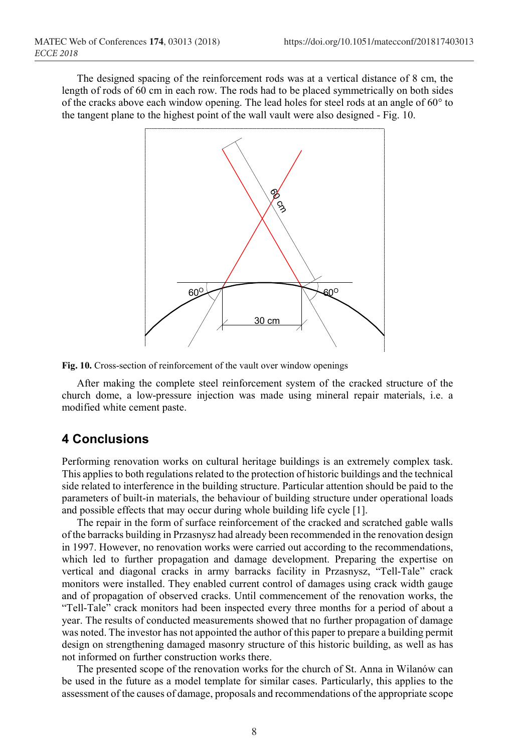The designed spacing of the reinforcement rods was at a vertical distance of 8 cm, the length of rods of 60 cm in each row. The rods had to be placed symmetrically on both sides of the cracks above each window opening. The lead holes for steel rods at an angle of 60° to the tangent plane to the highest point of the wall vault were also designed - Fig. 10.

**Fig. 10.** Cross-section of reinforcement of the vault over window openings

After making the complete steel reinforcement system of the cracked structure of the church dome, a low-pressure injection was made using mineral repair materials, i.e. a modified white cement paste.

## 4 Conclusions

Performing renovation works on cultural heritage buildings is an extremely complex task. This applies to both regulations related to the protection of historic buildings and the technical side related to interference in the building structure. Particular attention should be paid to the parameters of built-in materials, the behaviour of building structure under operational loads and possible effects that may occur during whole building life cycle [1].

The repair in the form of surface reinforcement of the cracked and scratched gable walls of the barracks building in Przasnysz had already been recommended in the renovation design in 1997. However, no renovation works were carried out according to the recommendations, which led to further propagation and damage development. Preparing the expertise on vertical and diagonal cracks in army barracks facility in Przasnysz, "Tell-Tale" crack monitors were installed. They enabled current control of damages using crack width gauge and of propagation of observed cracks. Until commencement of the renovation works, the "Tell-Tale" crack monitors had been inspected every three months for a period of about a year. The results of conducted measurements showed that no further propagation of damage was noted. The investor has not appointed the author of this paper to prepare a building permit design on strengthening damaged masonry structure of this historic building, as well as has not informed on further construction works there.

The presented scope of the renovation works for the church of St. Anna in Wilanów can be used in the future as a model template for similar cases. Particularly, this applies to the assessment of the causes of damage, proposals and recommendations of the appropriate scope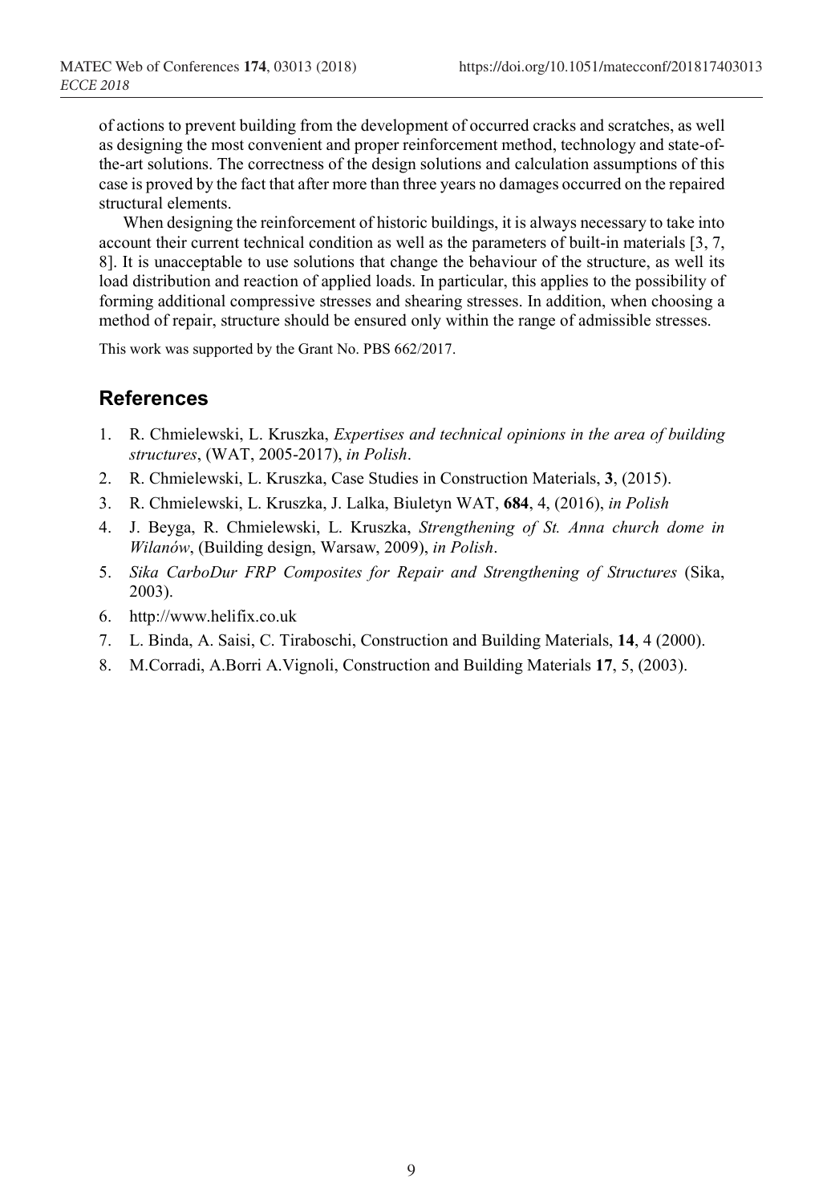of actions to prevent building from the development of occurred cracks and scratches, as well as designing the most convenient and proper reinforcement method, technology and state-of-the-art solutions. The correctness of the design solutions and calculation assumptions of this case is proved by the fact that after more than three years no damages occurred on the repaired structural elements.

When designing the reinforcement of historic buildings, it is always necessary to take into account their current technical condition as well as the parameters of built-in materials [3, 7, 8]. It is unacceptable to use solutions that change the behaviour of the structure, as well its load distribution and reaction of applied loads. In particular, this applies to the possibility of forming additional compressive stresses and shearing stresses. In addition, when choosing a method of repair, structure should be ensured only within the range of admissible stresses.

This work was supported by the Grant No. PBS 662/2017.

## References

1. R. Chmielewski, L. Kruszka, *Expertises and technical opinions in the area of building structures*, (WAT, 2005-2017), *in Polish*.
2. R. Chmielewski, L. Kruszka, Case Studies in Construction Materials, **3**, (2015).
3. R. Chmielewski, L. Kruszka, J. Lalka, Biuletyn WAT, **684**, 4, (2016), *in Polish*
4. J. Beyga, R. Chmielewski, L. Kruszka, *Strengthening of St. Anna church dome in Wilanów*, (Building design, Warsaw, 2009), *in Polish*.
5. *Sika CarboDur FRP Composites for Repair and Strengthening of Structures* (Sika, 2003).
6. http://www.helifix.co.uk
7. L. Binda, A. Saisi, C. Tiraboschi, Construction and Building Materials, **14**, 4 (2000).
8. M.Corradi, A.Borri A.Vignoli, Construction and Building Materials **17**, 5, (2003).